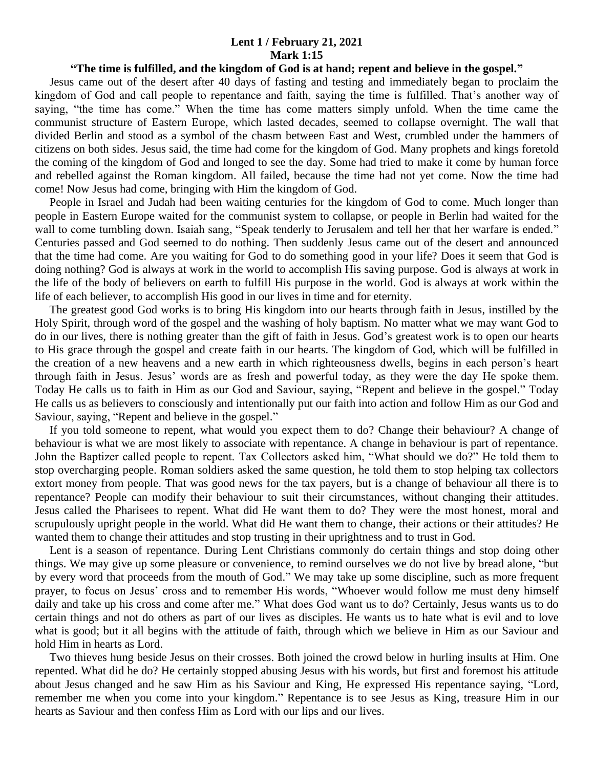**Lent 1 / February 21, 2021**
**Mark 1:15**
**"The time is fulfilled, and the kingdom of God is at hand; repent and believe in the gospel."**

Jesus came out of the desert after 40 days of fasting and testing and immediately began to proclaim the kingdom of God and call people to repentance and faith, saying the time is fulfilled. That's another way of saying, "the time has come." When the time has come matters simply unfold. When the time came the communist structure of Eastern Europe, which lasted decades, seemed to collapse overnight. The wall that divided Berlin and stood as a symbol of the chasm between East and West, crumbled under the hammers of citizens on both sides. Jesus said, the time had come for the kingdom of God. Many prophets and kings foretold the coming of the kingdom of God and longed to see the day. Some had tried to make it come by human force and rebelled against the Roman kingdom. All failed, because the time had not yet come. Now the time had come! Now Jesus had come, bringing with Him the kingdom of God.

People in Israel and Judah had been waiting centuries for the kingdom of God to come. Much longer than people in Eastern Europe waited for the communist system to collapse, or people in Berlin had waited for the wall to come tumbling down. Isaiah sang, "Speak tenderly to Jerusalem and tell her that her warfare is ended." Centuries passed and God seemed to do nothing. Then suddenly Jesus came out of the desert and announced that the time had come. Are you waiting for God to do something good in your life? Does it seem that God is doing nothing? God is always at work in the world to accomplish His saving purpose. God is always at work in the life of the body of believers on earth to fulfill His purpose in the world. God is always at work within the life of each believer, to accomplish His good in our lives in time and for eternity.

The greatest good God works is to bring His kingdom into our hearts through faith in Jesus, instilled by the Holy Spirit, through word of the gospel and the washing of holy baptism. No matter what we may want God to do in our lives, there is nothing greater than the gift of faith in Jesus. God's greatest work is to open our hearts to His grace through the gospel and create faith in our hearts. The kingdom of God, which will be fulfilled in the creation of a new heavens and a new earth in which righteousness dwells, begins in each person's heart through faith in Jesus. Jesus' words are as fresh and powerful today, as they were the day He spoke them. Today He calls us to faith in Him as our God and Saviour, saying, "Repent and believe in the gospel." Today He calls us as believers to consciously and intentionally put our faith into action and follow Him as our God and Saviour, saying, "Repent and believe in the gospel."

If you told someone to repent, what would you expect them to do? Change their behaviour? A change of behaviour is what we are most likely to associate with repentance. A change in behaviour is part of repentance. John the Baptizer called people to repent. Tax Collectors asked him, "What should we do?" He told them to stop overcharging people. Roman soldiers asked the same question, he told them to stop helping tax collectors extort money from people. That was good news for the tax payers, but is a change of behaviour all there is to repentance? People can modify their behaviour to suit their circumstances, without changing their attitudes. Jesus called the Pharisees to repent. What did He want them to do? They were the most honest, moral and scrupulously upright people in the world. What did He want them to change, their actions or their attitudes? He wanted them to change their attitudes and stop trusting in their uprightness and to trust in God.

Lent is a season of repentance. During Lent Christians commonly do certain things and stop doing other things. We may give up some pleasure or convenience, to remind ourselves we do not live by bread alone, "but by every word that proceeds from the mouth of God." We may take up some discipline, such as more frequent prayer, to focus on Jesus' cross and to remember His words, "Whoever would follow me must deny himself daily and take up his cross and come after me." What does God want us to do? Certainly, Jesus wants us to do certain things and not do others as part of our lives as disciples. He wants us to hate what is evil and to love what is good; but it all begins with the attitude of faith, through which we believe in Him as our Saviour and hold Him in hearts as Lord.

Two thieves hung beside Jesus on their crosses. Both joined the crowd below in hurling insults at Him. One repented. What did he do? He certainly stopped abusing Jesus with his words, but first and foremost his attitude about Jesus changed and he saw Him as his Saviour and King, He expressed His repentance saying, "Lord, remember me when you come into your kingdom." Repentance is to see Jesus as King, treasure Him in our hearts as Saviour and then confess Him as Lord with our lips and our lives.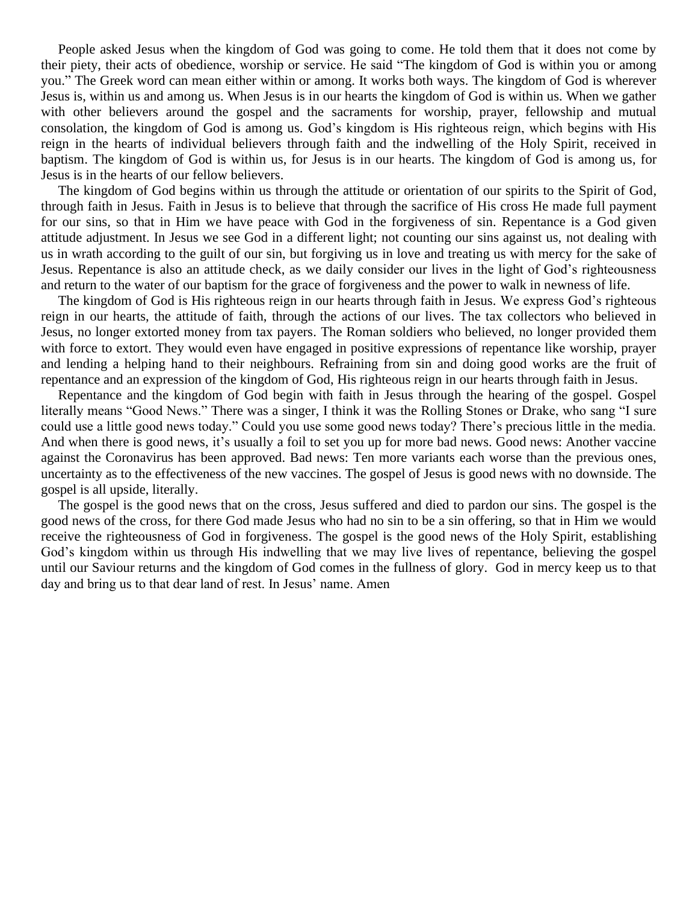People asked Jesus when the kingdom of God was going to come. He told them that it does not come by their piety, their acts of obedience, worship or service. He said "The kingdom of God is within you or among you." The Greek word can mean either within or among. It works both ways. The kingdom of God is wherever Jesus is, within us and among us. When Jesus is in our hearts the kingdom of God is within us. When we gather with other believers around the gospel and the sacraments for worship, prayer, fellowship and mutual consolation, the kingdom of God is among us. God's kingdom is His righteous reign, which begins with His reign in the hearts of individual believers through faith and the indwelling of the Holy Spirit, received in baptism. The kingdom of God is within us, for Jesus is in our hearts. The kingdom of God is among us, for Jesus is in the hearts of our fellow believers.

The kingdom of God begins within us through the attitude or orientation of our spirits to the Spirit of God, through faith in Jesus. Faith in Jesus is to believe that through the sacrifice of His cross He made full payment for our sins, so that in Him we have peace with God in the forgiveness of sin. Repentance is a God given attitude adjustment. In Jesus we see God in a different light; not counting our sins against us, not dealing with us in wrath according to the guilt of our sin, but forgiving us in love and treating us with mercy for the sake of Jesus. Repentance is also an attitude check, as we daily consider our lives in the light of God's righteousness and return to the water of our baptism for the grace of forgiveness and the power to walk in newness of life.

The kingdom of God is His righteous reign in our hearts through faith in Jesus. We express God's righteous reign in our hearts, the attitude of faith, through the actions of our lives. The tax collectors who believed in Jesus, no longer extorted money from tax payers. The Roman soldiers who believed, no longer provided them with force to extort. They would even have engaged in positive expressions of repentance like worship, prayer and lending a helping hand to their neighbours. Refraining from sin and doing good works are the fruit of repentance and an expression of the kingdom of God, His righteous reign in our hearts through faith in Jesus.

Repentance and the kingdom of God begin with faith in Jesus through the hearing of the gospel. Gospel literally means "Good News." There was a singer, I think it was the Rolling Stones or Drake, who sang "I sure could use a little good news today." Could you use some good news today? There's precious little in the media. And when there is good news, it's usually a foil to set you up for more bad news. Good news: Another vaccine against the Coronavirus has been approved. Bad news: Ten more variants each worse than the previous ones, uncertainty as to the effectiveness of the new vaccines. The gospel of Jesus is good news with no downside. The gospel is all upside, literally.

The gospel is the good news that on the cross, Jesus suffered and died to pardon our sins. The gospel is the good news of the cross, for there God made Jesus who had no sin to be a sin offering, so that in Him we would receive the righteousness of God in forgiveness. The gospel is the good news of the Holy Spirit, establishing God's kingdom within us through His indwelling that we may live lives of repentance, believing the gospel until our Saviour returns and the kingdom of God comes in the fullness of glory. God in mercy keep us to that day and bring us to that dear land of rest. In Jesus' name. Amen